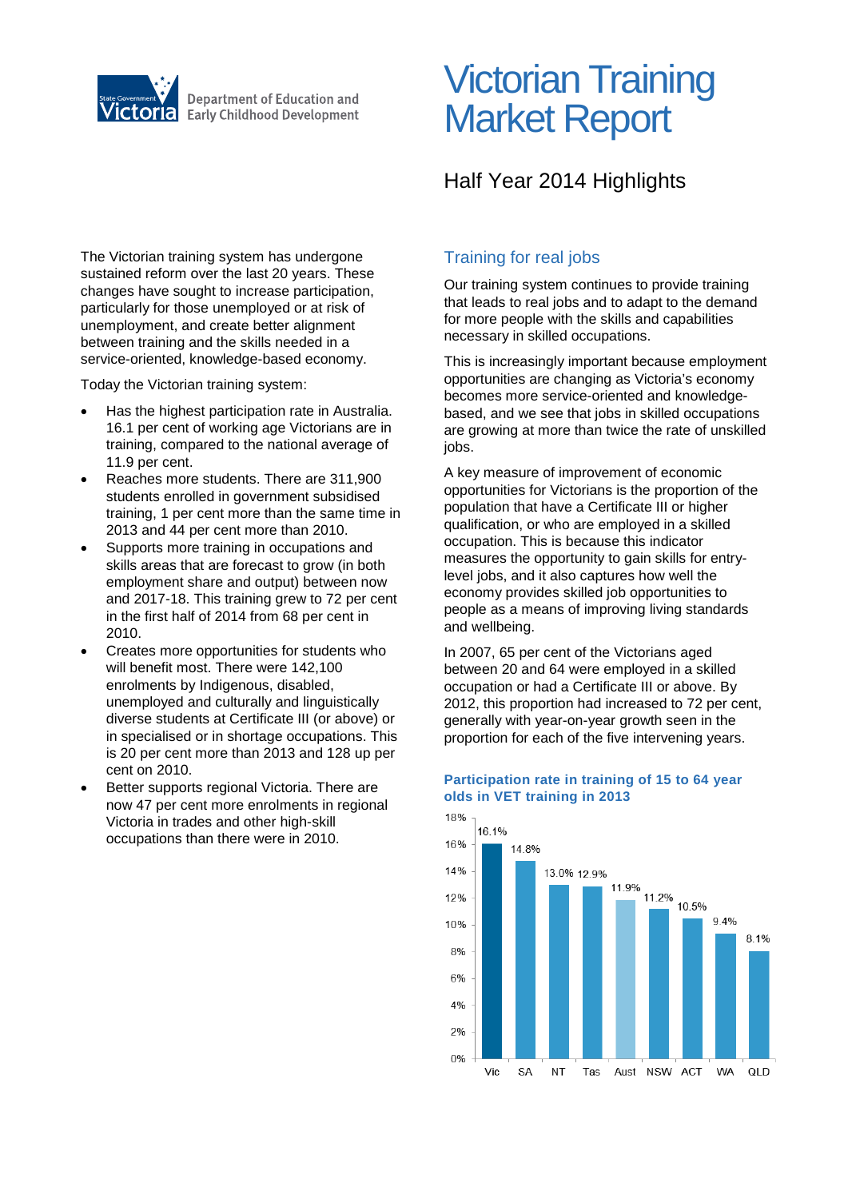Department of Education and Early Childhood Development

# Victorian Training Market Report

## Half Year 2014 Highlights

The Victorian training system has undergone sustained reform over the last 20 years. These changes have sought to increase participation, particularly for those unemployed or at risk of unemployment, and create better alignment between training and the skills needed in a service-oriented, knowledge-based economy.

Today the Victorian training system:

- Has the highest participation rate in Australia. 16.1 per cent of working age Victorians are in training, compared to the national average of 11.9 per cent.
- Reaches more students. There are 311,900 students enrolled in government subsidised training, 1 per cent more than the same time in 2013 and 44 per cent more than 2010.
- Supports more training in occupations and skills areas that are forecast to grow (in both employment share and output) between now and 2017-18. This training grew to 72 per cent in the first half of 2014 from 68 per cent in 2010.
- Creates more opportunities for students who will benefit most. There were 142,100 enrolments by Indigenous, disabled, unemployed and culturally and linguistically diverse students at Certificate III (or above) or in specialised or in shortage occupations. This is 20 per cent more than 2013 and 128 up per cent on 2010.
- Better supports regional Victoria. There are now 47 per cent more enrolments in regional Victoria in trades and other high-skill occupations than there were in 2010.

### Training for real jobs

Our training system continues to provide training that leads to real jobs and to adapt to the demand for more people with the skills and capabilities necessary in skilled occupations.

This is increasingly important because employment opportunities are changing as Victoria's economy becomes more service-oriented and knowledge-based, and we see that jobs in skilled occupations are growing at more than twice the rate of unskilled jobs.

A key measure of improvement of economic opportunities for Victorians is the proportion of the population that have a Certificate III or higher qualification, or who are employed in a skilled occupation. This is because this indicator measures the opportunity to gain skills for entry-level jobs, and it also captures how well the economy provides skilled job opportunities to people as a means of improving living standards and wellbeing.

In 2007, 65 per cent of the Victorians aged between 20 and 64 were employed in a skilled occupation or had a Certificate III or above. By 2012, this proportion had increased to 72 per cent, generally with year-on-year growth seen in the proportion for each of the five intervening years.

**Participation rate in training of 15 to 64 year olds in VET training in 2013**

| Vic | SA | NT | Tas | Aust | NSW | ACT | WA | QLD |
|---|---|---|---|---|---|---|---|---|
| 16.1% | 14.8% | 13.0% | 12.9% | 11.9% | 11.2% | 10.5% | 9.4% | 8.1% |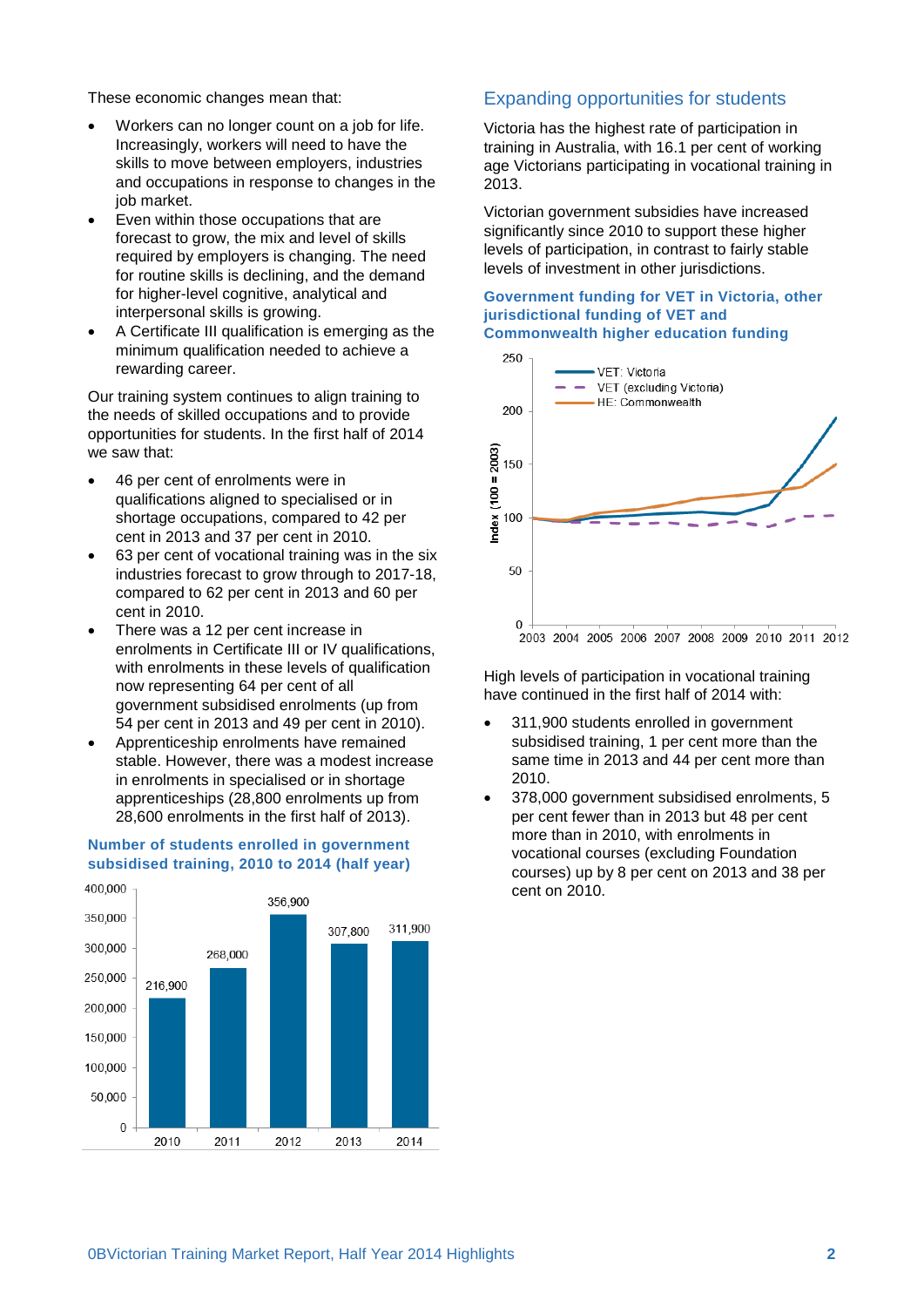These economic changes mean that:

- Workers can no longer count on a job for life. Increasingly, workers will need to have the skills to move between employers, industries and occupations in response to changes in the job market.
- Even within those occupations that are forecast to grow, the mix and level of skills required by employers is changing. The need for routine skills is declining, and the demand for higher-level cognitive, analytical and interpersonal skills is growing.
- A Certificate III qualification is emerging as the minimum qualification needed to achieve a rewarding career.

Our training system continues to align training to the needs of skilled occupations and to provide opportunities for students. In the first half of 2014 we saw that:

- 46 per cent of enrolments were in qualifications aligned to specialised or in shortage occupations, compared to 42 per cent in 2013 and 37 per cent in 2010.
- 63 per cent of vocational training was in the six industries forecast to grow through to 2017-18, compared to 62 per cent in 2013 and 60 per cent in 2010.
- There was a 12 per cent increase in enrolments in Certificate III or IV qualifications, with enrolments in these levels of qualification now representing 64 per cent of all government subsidised enrolments (up from 54 per cent in 2013 and 49 per cent in 2010).
- Apprenticeship enrolments have remained stable. However, there was a modest increase in enrolments in specialised or in shortage apprenticeships (28,800 enrolments up from 28,600 enrolments in the first half of 2013).

**Number of students enrolled in government subsidised training, 2010 to 2014 (half year)**

| Year | Students |
|---|---|
| 2010 | 216,900 |
| 2011 | 268,000 |
| 2012 | 356,900 |
| 2013 | 307,800 |
| 2014 | 311,900 |

## Expanding opportunities for students

Victoria has the highest rate of participation in training in Australia, with 16.1 per cent of working age Victorians participating in vocational training in 2013.

Victorian government subsidies have increased significantly since 2010 to support these higher levels of participation, in contrast to fairly stable levels of investment in other jurisdictions.

**Government funding for VET in Victoria, other jurisdictional funding of VET and Commonwealth higher education funding**

Index (100 = 2003), 2003–2012. Series: VET: Victoria; VET (excluding Victoria); HE: Commonwealth

High levels of participation in vocational training have continued in the first half of 2014 with:

- 311,900 students enrolled in government subsidised training, 1 per cent more than the same time in 2013 and 44 per cent more than 2010.
- 378,000 government subsidised enrolments, 5 per cent fewer than in 2013 but 48 per cent more than in 2010, with enrolments in vocational courses (excluding Foundation courses) up by 8 per cent on 2013 and 38 per cent on 2010.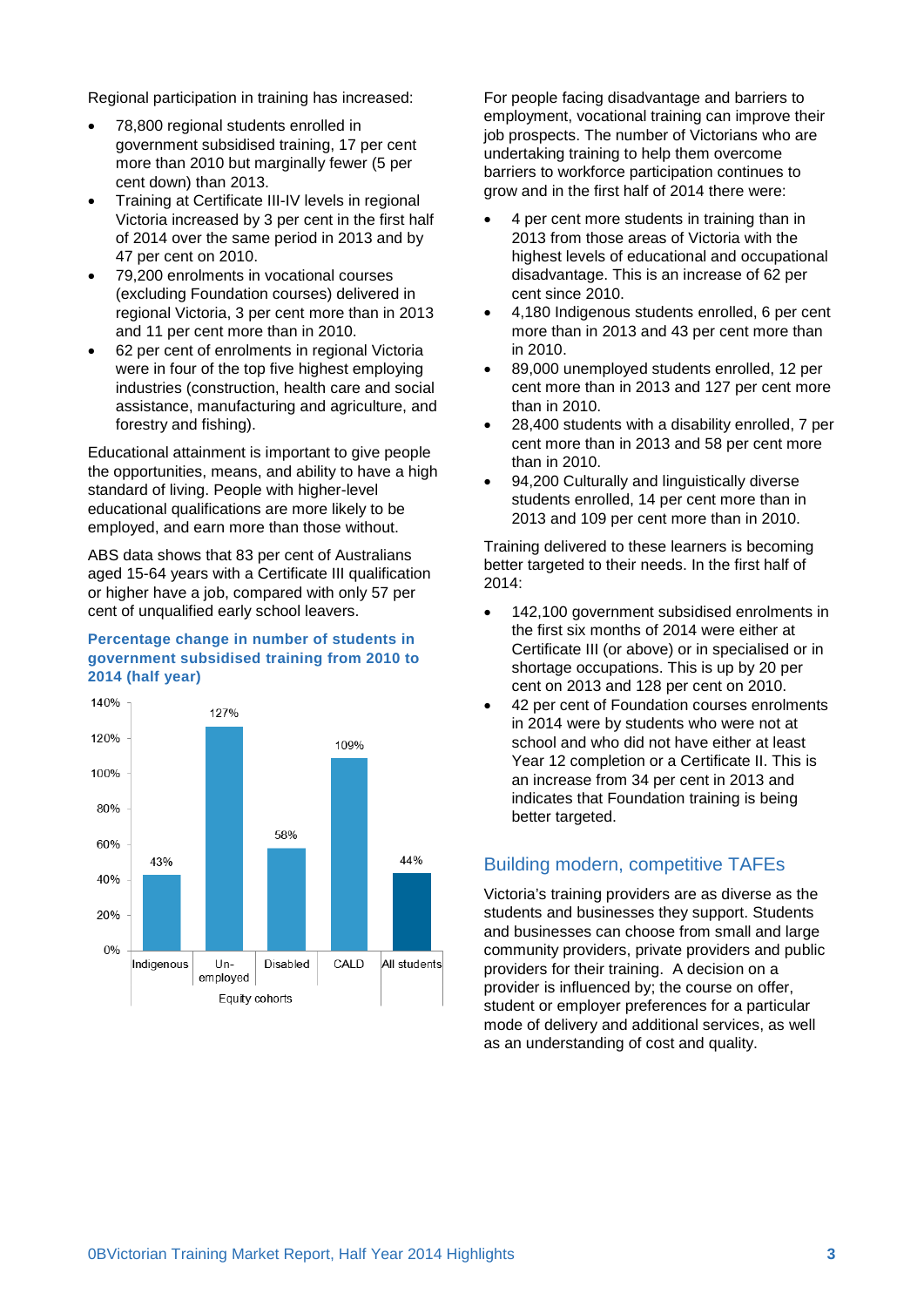Regional participation in training has increased:

- 78,800 regional students enrolled in government subsidised training, 17 per cent more than 2010 but marginally fewer (5 per cent down) than 2013.
- Training at Certificate III-IV levels in regional Victoria increased by 3 per cent in the first half of 2014 over the same period in 2013 and by 47 per cent on 2010.
- 79,200 enrolments in vocational courses (excluding Foundation courses) delivered in regional Victoria, 3 per cent more than in 2013 and 11 per cent more than in 2010.
- 62 per cent of enrolments in regional Victoria were in four of the top five highest employing industries (construction, health care and social assistance, manufacturing and agriculture, and forestry and fishing).

Educational attainment is important to give people the opportunities, means, and ability to have a high standard of living. People with higher-level educational qualifications are more likely to be employed, and earn more than those without.

ABS data shows that 83 per cent of Australians aged 15-64 years with a Certificate III qualification or higher have a job, compared with only 57 per cent of unqualified early school leavers.

**Percentage change in number of students in government subsidised training from 2010 to 2014 (half year)**

| Equity cohorts | Percentage change |
|---|---|
| Indigenous | 43% |
| Un-employed | 127% |
| Disabled | 58% |
| CALD | 109% |
| All students | 44% |

For people facing disadvantage and barriers to employment, vocational training can improve their job prospects. The number of Victorians who are undertaking training to help them overcome barriers to workforce participation continues to grow and in the first half of 2014 there were:

- 4 per cent more students in training than in 2013 from those areas of Victoria with the highest levels of educational and occupational disadvantage. This is an increase of 62 per cent since 2010.
- 4,180 Indigenous students enrolled, 6 per cent more than in 2013 and 43 per cent more than in 2010.
- 89,000 unemployed students enrolled, 12 per cent more than in 2013 and 127 per cent more than in 2010.
- 28,400 students with a disability enrolled, 7 per cent more than in 2013 and 58 per cent more than in 2010.
- 94,200 Culturally and linguistically diverse students enrolled, 14 per cent more than in 2013 and 109 per cent more than in 2010.

Training delivered to these learners is becoming better targeted to their needs. In the first half of 2014:

- 142,100 government subsidised enrolments in the first six months of 2014 were either at Certificate III (or above) or in specialised or in shortage occupations. This is up by 20 per cent on 2013 and 128 per cent on 2010.
- 42 per cent of Foundation courses enrolments in 2014 were by students who were not at school and who did not have either at least Year 12 completion or a Certificate II. This is an increase from 34 per cent in 2013 and indicates that Foundation training is being better targeted.

## Building modern, competitive TAFEs

Victoria's training providers are as diverse as the students and businesses they support. Students and businesses can choose from small and large community providers, private providers and public providers for their training. A decision on a provider is influenced by; the course on offer, student or employer preferences for a particular mode of delivery and additional services, as well as an understanding of cost and quality.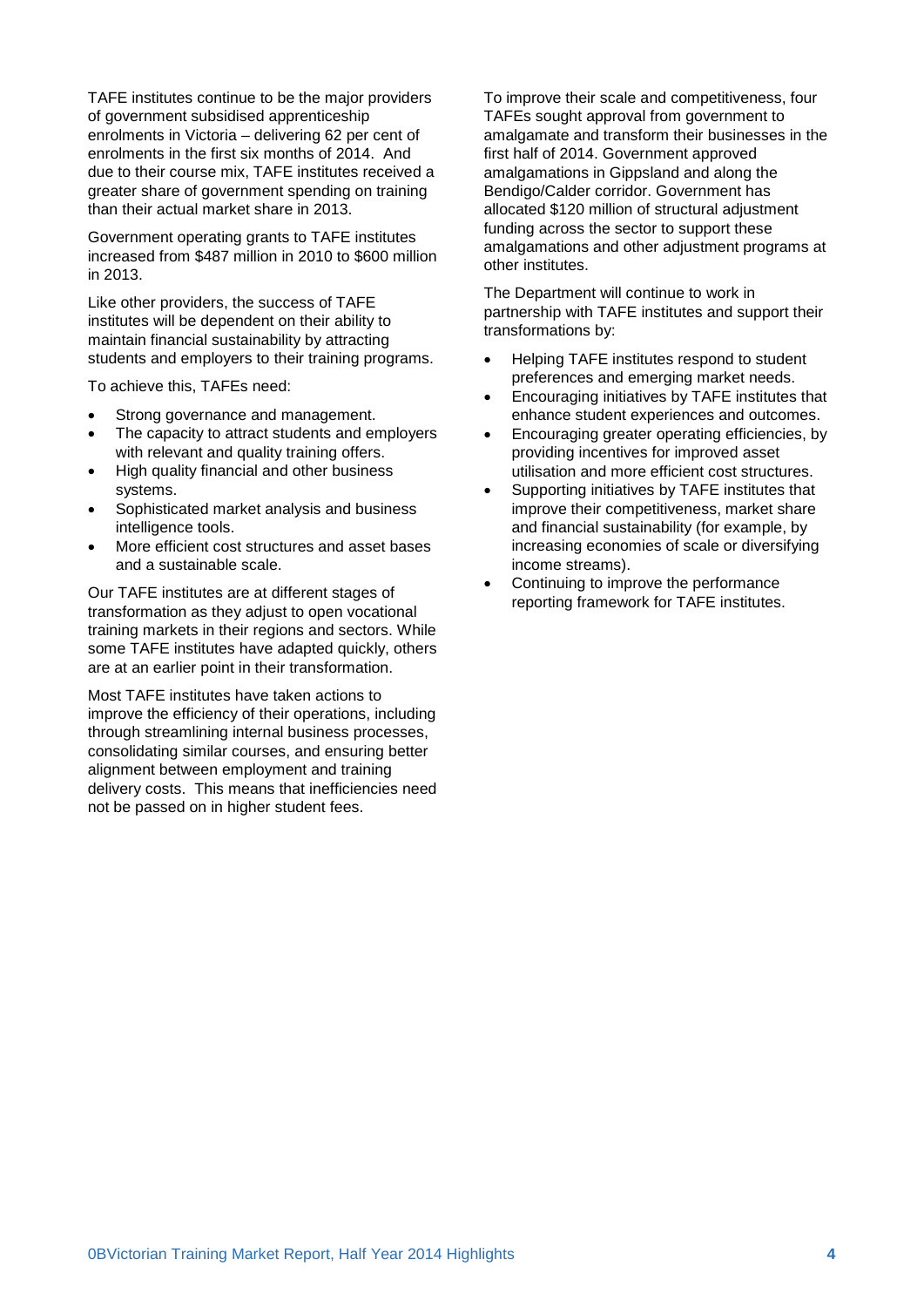TAFE institutes continue to be the major providers of government subsidised apprenticeship enrolments in Victoria – delivering 62 per cent of enrolments in the first six months of 2014. And due to their course mix, TAFE institutes received a greater share of government spending on training than their actual market share in 2013.

Government operating grants to TAFE institutes increased from $487 million in 2010 to $600 million in 2013.

Like other providers, the success of TAFE institutes will be dependent on their ability to maintain financial sustainability by attracting students and employers to their training programs.

To achieve this, TAFEs need:

- Strong governance and management.
- The capacity to attract students and employers with relevant and quality training offers.
- High quality financial and other business systems.
- Sophisticated market analysis and business intelligence tools.
- More efficient cost structures and asset bases and a sustainable scale.

Our TAFE institutes are at different stages of transformation as they adjust to open vocational training markets in their regions and sectors. While some TAFE institutes have adapted quickly, others are at an earlier point in their transformation.

Most TAFE institutes have taken actions to improve the efficiency of their operations, including through streamlining internal business processes, consolidating similar courses, and ensuring better alignment between employment and training delivery costs. This means that inefficiencies need not be passed on in higher student fees.

To improve their scale and competitiveness, four TAFEs sought approval from government to amalgamate and transform their businesses in the first half of 2014. Government approved amalgamations in Gippsland and along the Bendigo/Calder corridor. Government has allocated $120 million of structural adjustment funding across the sector to support these amalgamations and other adjustment programs at other institutes.

The Department will continue to work in partnership with TAFE institutes and support their transformations by:

- Helping TAFE institutes respond to student preferences and emerging market needs.
- Encouraging initiatives by TAFE institutes that enhance student experiences and outcomes.
- Encouraging greater operating efficiencies, by providing incentives for improved asset utilisation and more efficient cost structures.
- Supporting initiatives by TAFE institutes that improve their competitiveness, market share and financial sustainability (for example, by increasing economies of scale or diversifying income streams).
- Continuing to improve the performance reporting framework for TAFE institutes.